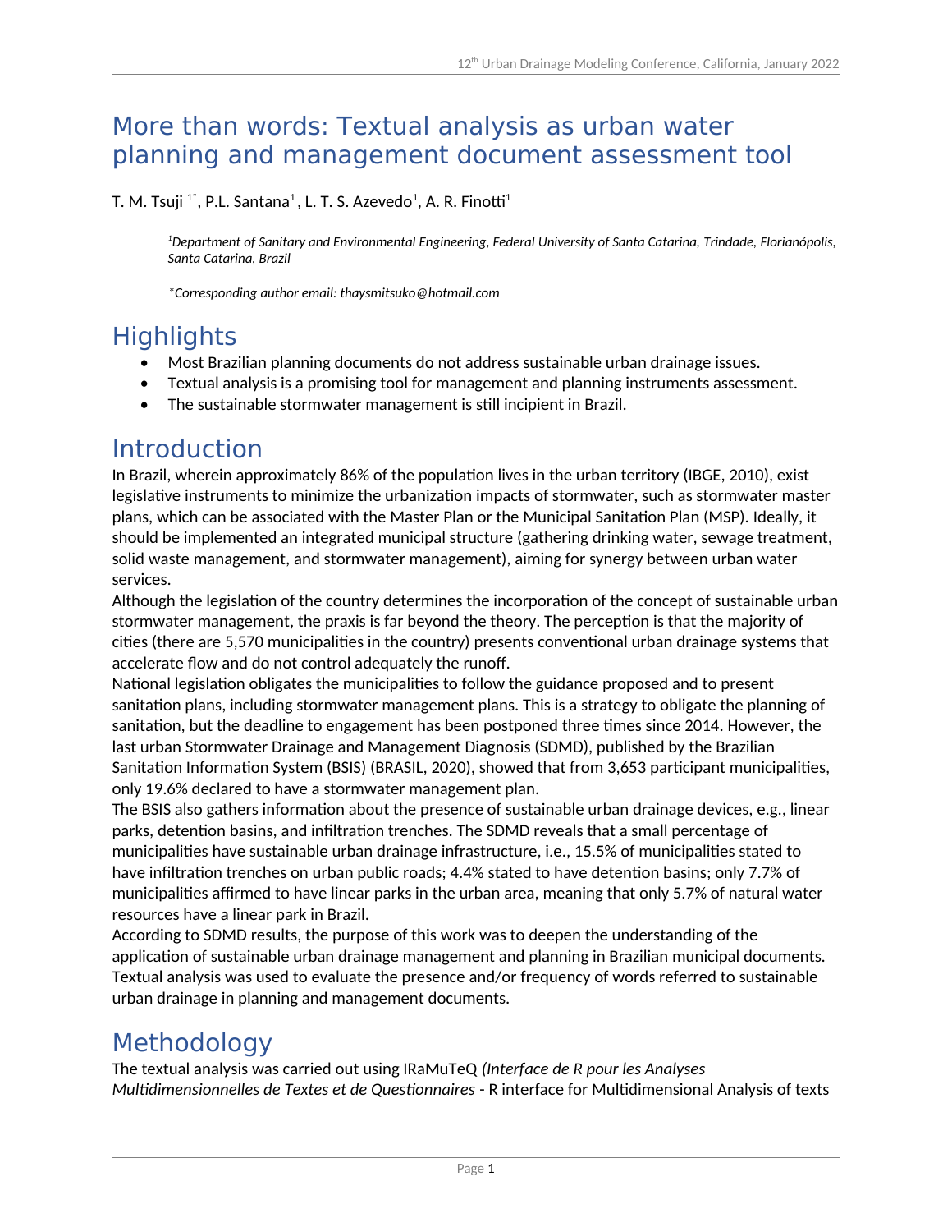# More than words: Textual analysis as urban water planning and management document assessment tool

T. M. Tsuji [1*], P.L. Santana[1], L. T. S. Azevedo[1], A. R. Finotti[1]

*[1]Department of Sanitary and Environmental Engineering, Federal University of Santa Catarina, Trindade, Florianópolis, Santa Catarina, Brazil*

*\*Corresponding author email: thaysmitsuko@hotmail.com*

## Highlights

- Most Brazilian planning documents do not address sustainable urban drainage issues.
- Textual analysis is a promising tool for management and planning instruments assessment.
- The sustainable stormwater management is still incipient in Brazil.

## Introduction

In Brazil, wherein approximately 86% of the population lives in the urban territory (IBGE, 2010), exist legislative instruments to minimize the urbanization impacts of stormwater, such as stormwater master plans, which can be associated with the Master Plan or the Municipal Sanitation Plan (MSP). Ideally, it should be implemented an integrated municipal structure (gathering drinking water, sewage treatment, solid waste management, and stormwater management), aiming for synergy between urban water services.

Although the legislation of the country determines the incorporation of the concept of sustainable urban stormwater management, the praxis is far beyond the theory. The perception is that the majority of cities (there are 5,570 municipalities in the country) presents conventional urban drainage systems that accelerate flow and do not control adequately the runoff.

National legislation obligates the municipalities to follow the guidance proposed and to present sanitation plans, including stormwater management plans. This is a strategy to obligate the planning of sanitation, but the deadline to engagement has been postponed three times since 2014. However, the last urban Stormwater Drainage and Management Diagnosis (SDMD), published by the Brazilian Sanitation Information System (BSIS) (BRASIL, 2020), showed that from 3,653 participant municipalities, only 19.6% declared to have a stormwater management plan.

The BSIS also gathers information about the presence of sustainable urban drainage devices, e.g., linear parks, detention basins, and infiltration trenches. The SDMD reveals that a small percentage of municipalities have sustainable urban drainage infrastructure, i.e., 15.5% of municipalities stated to have infiltration trenches on urban public roads; 4.4% stated to have detention basins; only 7.7% of municipalities affirmed to have linear parks in the urban area, meaning that only 5.7% of natural water resources have a linear park in Brazil.

According to SDMD results, the purpose of this work was to deepen the understanding of the application of sustainable urban drainage management and planning in Brazilian municipal documents. Textual analysis was used to evaluate the presence and/or frequency of words referred to sustainable urban drainage in planning and management documents.

## Methodology

The textual analysis was carried out using IRaMuTeQ *(Interface de R pour les Analyses Multidimensionnelles de Textes et de Questionnaires* - R interface for Multidimensional Analysis of texts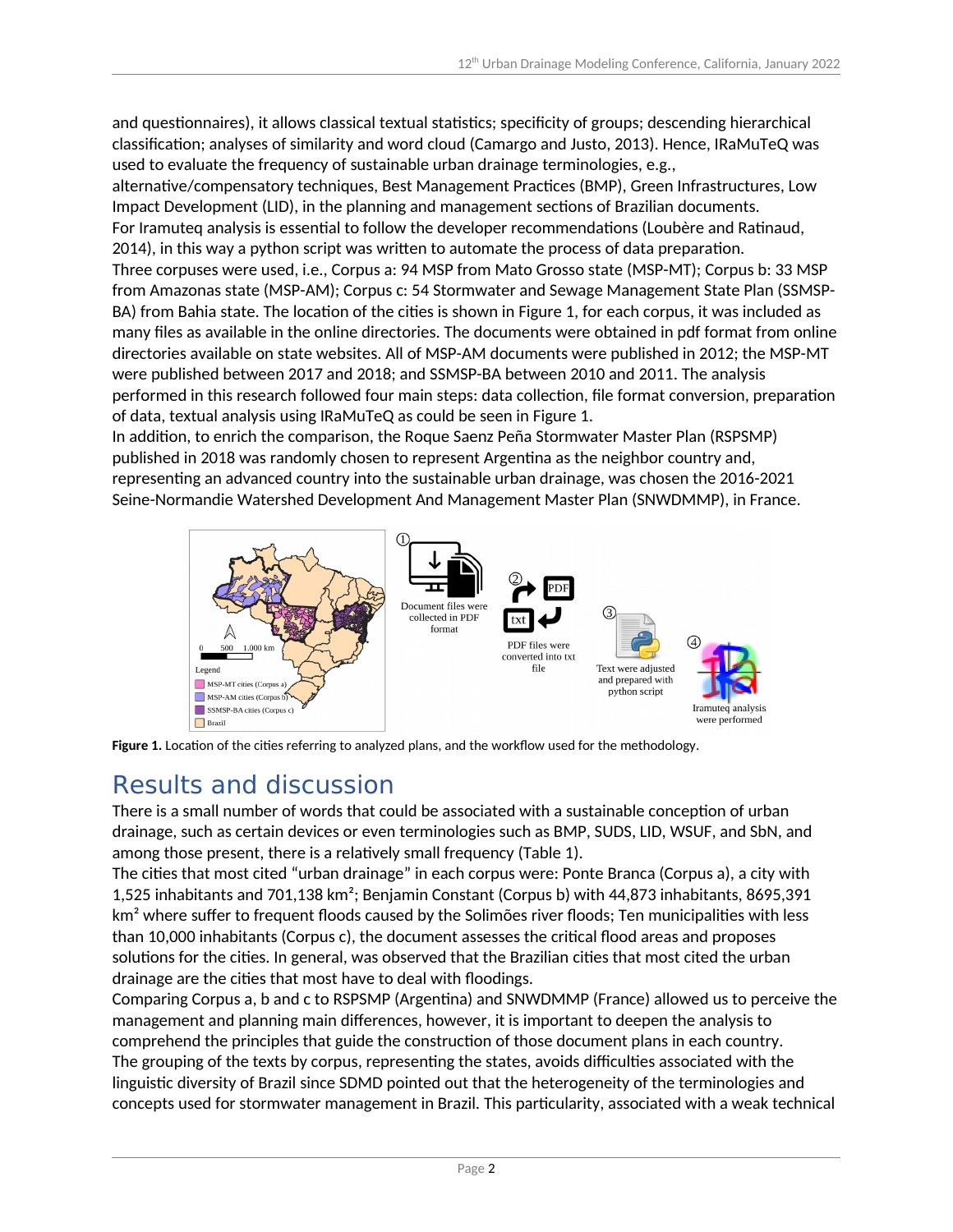and questionnaires), it allows classical textual statistics; specificity of groups; descending hierarchical classification; analyses of similarity and word cloud (Camargo and Justo, 2013). Hence, IRaMuTeQ was used to evaluate the frequency of sustainable urban drainage terminologies, e.g., alternative/compensatory techniques, Best Management Practices (BMP), Green Infrastructures, Low Impact Development (LID), in the planning and management sections of Brazilian documents.
For Iramuteq analysis is essential to follow the developer recommendations (Loubère and Ratinaud, 2014), in this way a python script was written to automate the process of data preparation.
Three corpuses were used, i.e., Corpus a: 94 MSP from Mato Grosso state (MSP-MT); Corpus b: 33 MSP from Amazonas state (MSP-AM); Corpus c: 54 Stormwater and Sewage Management State Plan (SSMSP-BA) from Bahia state. The location of the cities is shown in Figure 1, for each corpus, it was included as many files as available in the online directories. The documents were obtained in pdf format from online directories available on state websites. All of MSP-AM documents were published in 2012; the MSP-MT were published between 2017 and 2018; and SSMSP-BA between 2010 and 2011. The analysis performed in this research followed four main steps: data collection, file format conversion, preparation of data, textual analysis using IRaMuTeQ as could be seen in Figure 1.
In addition, to enrich the comparison, the Roque Saenz Peña Stormwater Master Plan (RSPSMP) published in 2018 was randomly chosen to represent Argentina as the neighbor country and, representing an advanced country into the sustainable urban drainage, was chosen the 2016-2021 Seine-Normandie Watershed Development And Management Master Plan (SNWDMMP), in France.

**Figure 1.** Location of the cities referring to analyzed plans, and the workflow used for the methodology.

# Results and discussion

There is a small number of words that could be associated with a sustainable conception of urban drainage, such as certain devices or even terminologies such as BMP, SUDS, LID, WSUF, and SbN, and among those present, there is a relatively small frequency (Table 1).
The cities that most cited "urban drainage" in each corpus were: Ponte Branca (Corpus a), a city with 1,525 inhabitants and 701,138 km²; Benjamin Constant (Corpus b) with 44,873 inhabitants, 8695,391 km² where suffer to frequent floods caused by the Solimões river floods; Ten municipalities with less than 10,000 inhabitants (Corpus c), the document assesses the critical flood areas and proposes solutions for the cities. In general, was observed that the Brazilian cities that most cited the urban drainage are the cities that most have to deal with floodings.
Comparing Corpus a, b and c to RSPSMP (Argentina) and SNWDMMP (France) allowed us to perceive the management and planning main differences, however, it is important to deepen the analysis to comprehend the principles that guide the construction of those document plans in each country.
The grouping of the texts by corpus, representing the states, avoids difficulties associated with the linguistic diversity of Brazil since SDMD pointed out that the heterogeneity of the terminologies and concepts used for stormwater management in Brazil. This particularity, associated with a weak technical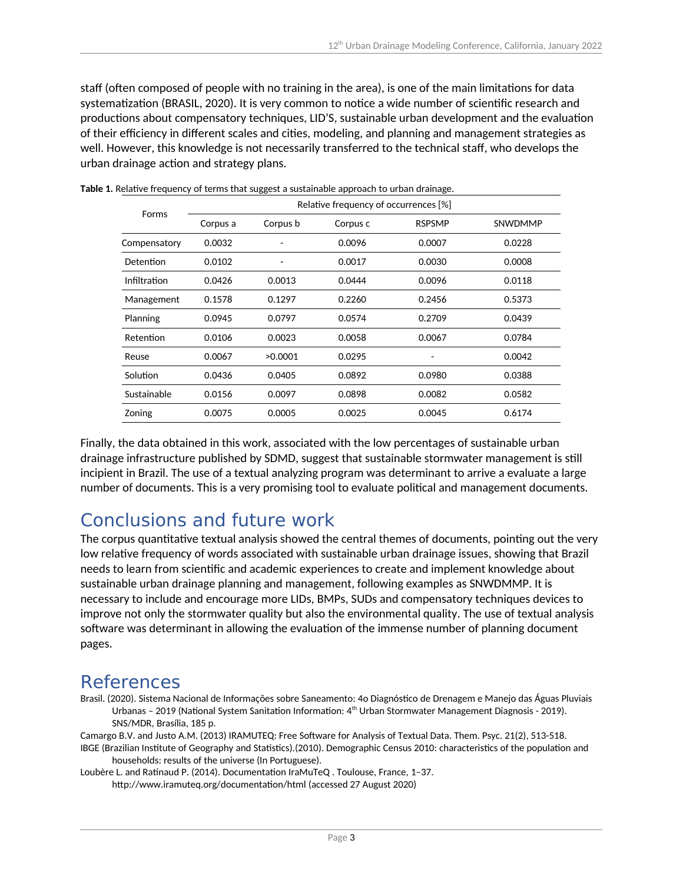staff (often composed of people with no training in the area), is one of the main limitations for data systematization (BRASIL, 2020). It is very common to notice a wide number of scientific research and productions about compensatory techniques, LID'S, sustainable urban development and the evaluation of their efficiency in different scales and cities, modeling, and planning and management strategies as well. However, this knowledge is not necessarily transferred to the technical staff, who develops the urban drainage action and strategy plans.

**Table 1.** Relative frequency of terms that suggest a sustainable approach to urban drainage.

| Forms | Relative frequency of occurrences [%] | | | | |
|---|---|---|---|---|---|
| | Corpus a | Corpus b | Corpus c | RSPSMP | SNWDMMP |
| Compensatory | 0.0032 | - | 0.0096 | 0.0007 | 0.0228 |
| Detention | 0.0102 | - | 0.0017 | 0.0030 | 0.0008 |
| Infiltration | 0.0426 | 0.0013 | 0.0444 | 0.0096 | 0.0118 |
| Management | 0.1578 | 0.1297 | 0.2260 | 0.2456 | 0.5373 |
| Planning | 0.0945 | 0.0797 | 0.0574 | 0.2709 | 0.0439 |
| Retention | 0.0106 | 0.0023 | 0.0058 | 0.0067 | 0.0784 |
| Reuse | 0.0067 | >0.0001 | 0.0295 | - | 0.0042 |
| Solution | 0.0436 | 0.0405 | 0.0892 | 0.0980 | 0.0388 |
| Sustainable | 0.0156 | 0.0097 | 0.0898 | 0.0082 | 0.0582 |
| Zoning | 0.0075 | 0.0005 | 0.0025 | 0.0045 | 0.6174 |

Finally, the data obtained in this work, associated with the low percentages of sustainable urban drainage infrastructure published by SDMD, suggest that sustainable stormwater management is still incipient in Brazil. The use of a textual analyzing program was determinant to arrive a evaluate a large number of documents. This is a very promising tool to evaluate political and management documents.

# Conclusions and future work

The corpus quantitative textual analysis showed the central themes of documents, pointing out the very low relative frequency of words associated with sustainable urban drainage issues, showing that Brazil needs to learn from scientific and academic experiences to create and implement knowledge about sustainable urban drainage planning and management, following examples as SNWDMMP. It is necessary to include and encourage more LIDs, BMPs, SUDs and compensatory techniques devices to improve not only the stormwater quality but also the environmental quality. The use of textual analysis software was determinant in allowing the evaluation of the immense number of planning document pages.

# References

Brasil. (2020). Sistema Nacional de Informações sobre Saneamento: 4o Diagnóstico de Drenagem e Manejo das Águas Pluviais Urbanas – 2019 (National System Sanitation Information: 4th Urban Stormwater Management Diagnosis - 2019). SNS/MDR, Brasília, 185 p.

Camargo B.V. and Justo A.M. (2013) IRAMUTEQ: Free Software for Analysis of Textual Data. Them. Psyc. 21(2), 513-518.

IBGE (Brazilian Institute of Geography and Statistics).(2010). Demographic Census 2010: characteristics of the population and households: results of the universe (In Portuguese).

Loubère L. and Ratinaud P. (2014). Documentation IraMuTeQ . Toulouse, France, 1–37. http://www.iramuteq.org/documentation/html (accessed 27 August 2020)